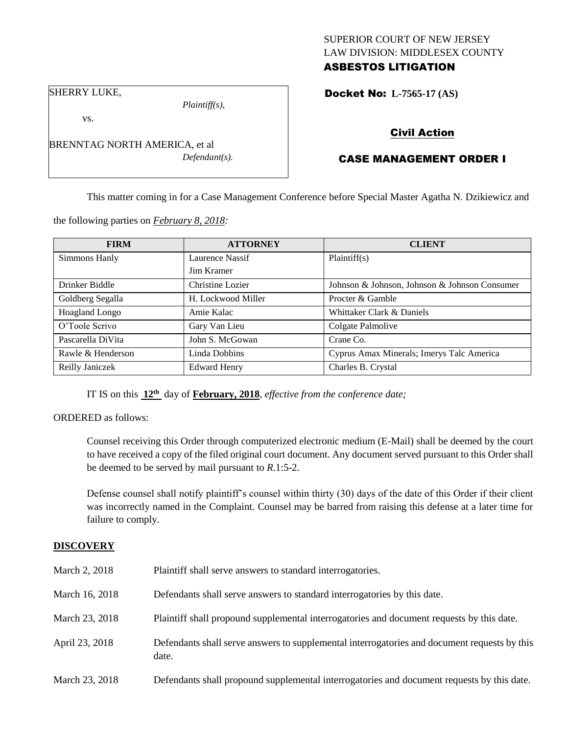SUPERIOR COURT OF NEW JERSEY
LAW DIVISION: MIDDLESEX COUNTY
**ASBESTOS LITIGATION**

SHERRY LUKE,
*Plaintiff(s),*

vs.

BRENNTAG NORTH AMERICA, et al
*Defendant(s).*

**Docket No: L-7565-17 (AS)**

**Civil Action**

**CASE MANAGEMENT ORDER I**

This matter coming in for a Case Management Conference before Special Master Agatha N. Dzikiewicz and the following parties on *February 8, 2018:*

| FIRM | ATTORNEY | CLIENT |
|---|---|---|
| Simmons Hanly | Laurence Nassif<br>Jim Kramer | Plaintiff(s) |
| Drinker Biddle | Christine Lozier | Johnson & Johnson, Johnson & Johnson Consumer |
| Goldberg Segalla | H. Lockwood Miller | Procter & Gamble |
| Hoagland Longo | Amie Kalac | Whittaker Clark & Daniels |
| O'Toole Scrivo | Gary Van Lieu | Colgate Palmolive |
| Pascarella DiVita | John S. McGowan | Crane Co. |
| Rawle & Henderson | Linda Dobbins | Cyprus Amax Minerals; Imerys Talc America |
| Reilly Janiczek | Edward Henry | Charles B. Crystal |

IT IS on this **12th** day of **February, 2018**, *effective from the conference date;*

ORDERED as follows:

Counsel receiving this Order through computerized electronic medium (E-Mail) shall be deemed by the court to have received a copy of the filed original court document. Any document served pursuant to this Order shall be deemed to be served by mail pursuant to *R*.1:5-2.

Defense counsel shall notify plaintiff's counsel within thirty (30) days of the date of this Order if their client was incorrectly named in the Complaint. Counsel may be barred from raising this defense at a later time for failure to comply.

**DISCOVERY**

| | |
|---|---|
| March 2, 2018 | Plaintiff shall serve answers to standard interrogatories. |
| March 16, 2018 | Defendants shall serve answers to standard interrogatories by this date. |
| March 23, 2018 | Plaintiff shall propound supplemental interrogatories and document requests by this date. |
| April 23, 2018 | Defendants shall serve answers to supplemental interrogatories and document requests by this date. |
| March 23, 2018 | Defendants shall propound supplemental interrogatories and document requests by this date. |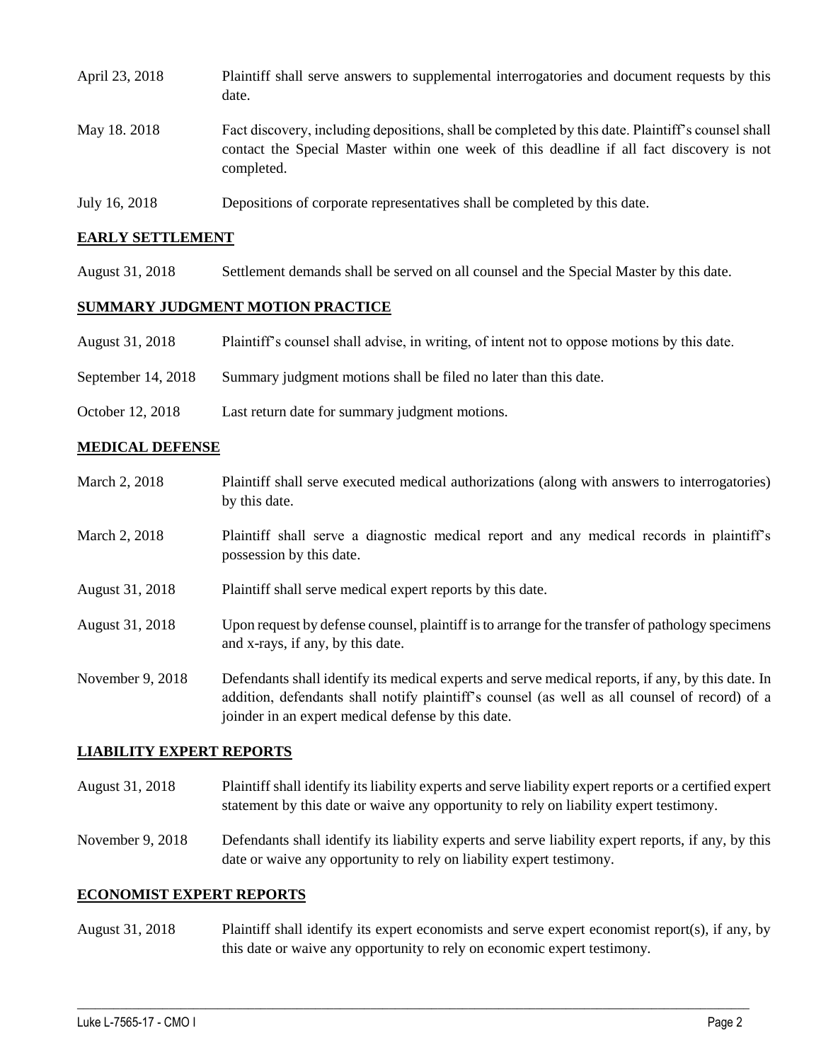| | |
|---|---|
| April 23, 2018 | Plaintiff shall serve answers to supplemental interrogatories and document requests by this date. |
| May 18. 2018 | Fact discovery, including depositions, shall be completed by this date. Plaintiff's counsel shall contact the Special Master within one week of this deadline if all fact discovery is not completed. |
| July 16, 2018 | Depositions of corporate representatives shall be completed by this date. |

## EARLY SETTLEMENT

| | |
|---|---|
| August 31, 2018 | Settlement demands shall be served on all counsel and the Special Master by this date. |

## SUMMARY JUDGMENT MOTION PRACTICE

| | |
|---|---|
| August 31, 2018 | Plaintiff's counsel shall advise, in writing, of intent not to oppose motions by this date. |
| September 14, 2018 | Summary judgment motions shall be filed no later than this date. |
| October 12, 2018 | Last return date for summary judgment motions. |

## MEDICAL DEFENSE

| | |
|---|---|
| March 2, 2018 | Plaintiff shall serve executed medical authorizations (along with answers to interrogatories) by this date. |
| March 2, 2018 | Plaintiff shall serve a diagnostic medical report and any medical records in plaintiff's possession by this date. |
| August 31, 2018 | Plaintiff shall serve medical expert reports by this date. |
| August 31, 2018 | Upon request by defense counsel, plaintiff is to arrange for the transfer of pathology specimens and x-rays, if any, by this date. |
| November 9, 2018 | Defendants shall identify its medical experts and serve medical reports, if any, by this date. In addition, defendants shall notify plaintiff's counsel (as well as all counsel of record) of a joinder in an expert medical defense by this date. |

## LIABILITY EXPERT REPORTS

| | |
|---|---|
| August 31, 2018 | Plaintiff shall identify its liability experts and serve liability expert reports or a certified expert statement by this date or waive any opportunity to rely on liability expert testimony. |
| November 9, 2018 | Defendants shall identify its liability experts and serve liability expert reports, if any, by this date or waive any opportunity to rely on liability expert testimony. |

## ECONOMIST EXPERT REPORTS

| | |
|---|---|
| August 31, 2018 | Plaintiff shall identify its expert economists and serve expert economist report(s), if any, by this date or waive any opportunity to rely on economic expert testimony. |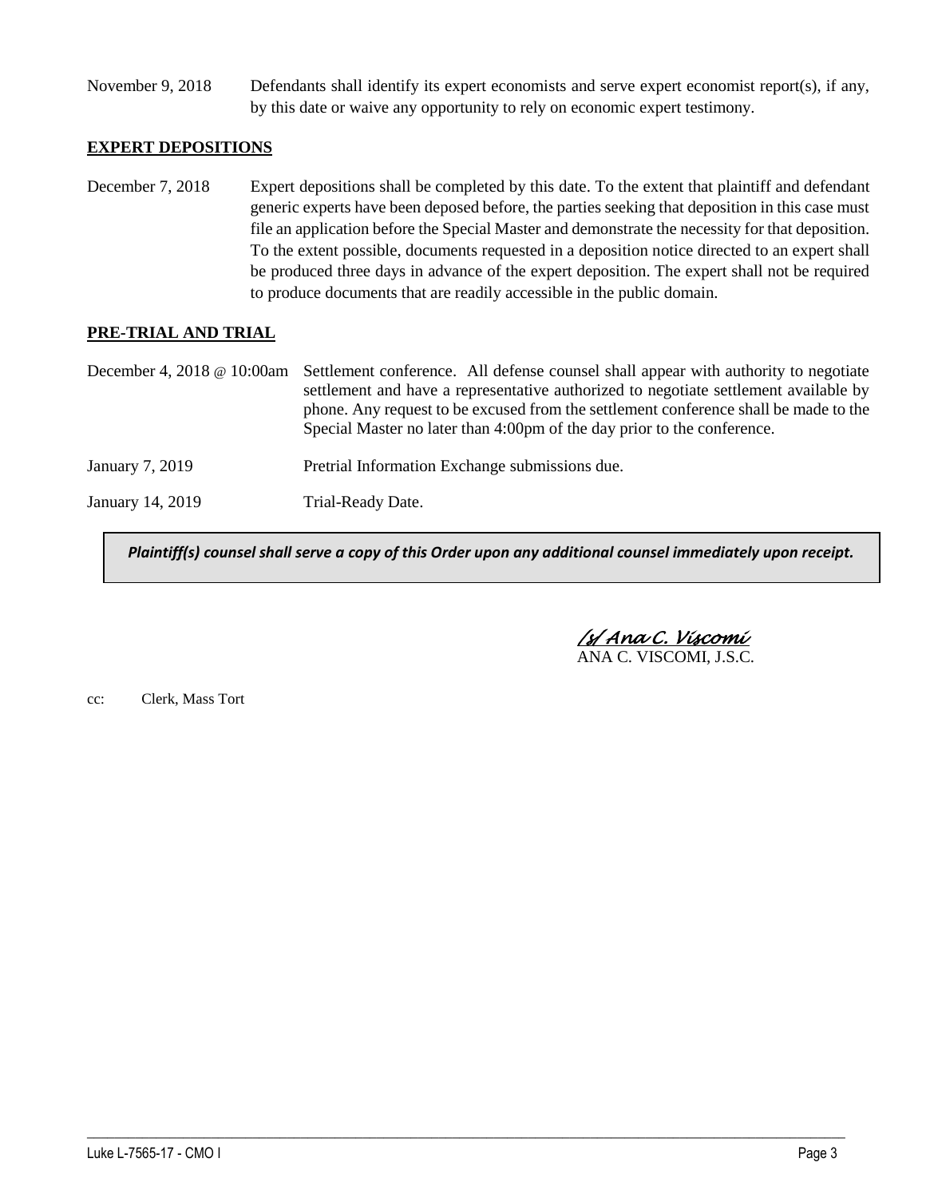November 9, 2018 Defendants shall identify its expert economists and serve expert economist report(s), if any, by this date or waive any opportunity to rely on economic expert testimony.

**EXPERT DEPOSITIONS**

December 7, 2018 Expert depositions shall be completed by this date. To the extent that plaintiff and defendant generic experts have been deposed before, the parties seeking that deposition in this case must file an application before the Special Master and demonstrate the necessity for that deposition. To the extent possible, documents requested in a deposition notice directed to an expert shall be produced three days in advance of the expert deposition. The expert shall not be required to produce documents that are readily accessible in the public domain.

**PRE-TRIAL AND TRIAL**

December 4, 2018 @ 10:00am Settlement conference. All defense counsel shall appear with authority to negotiate settlement and have a representative authorized to negotiate settlement available by phone. Any request to be excused from the settlement conference shall be made to the Special Master no later than 4:00pm of the day prior to the conference.

January 7, 2019 Pretrial Information Exchange submissions due.

January 14, 2019 Trial-Ready Date.

***Plaintiff(s) counsel shall serve a copy of this Order upon any additional counsel immediately upon receipt.***

/s/ Ana C. Viscomi
ANA C. VISCOMI, J.S.C.

cc: Clerk, Mass Tort